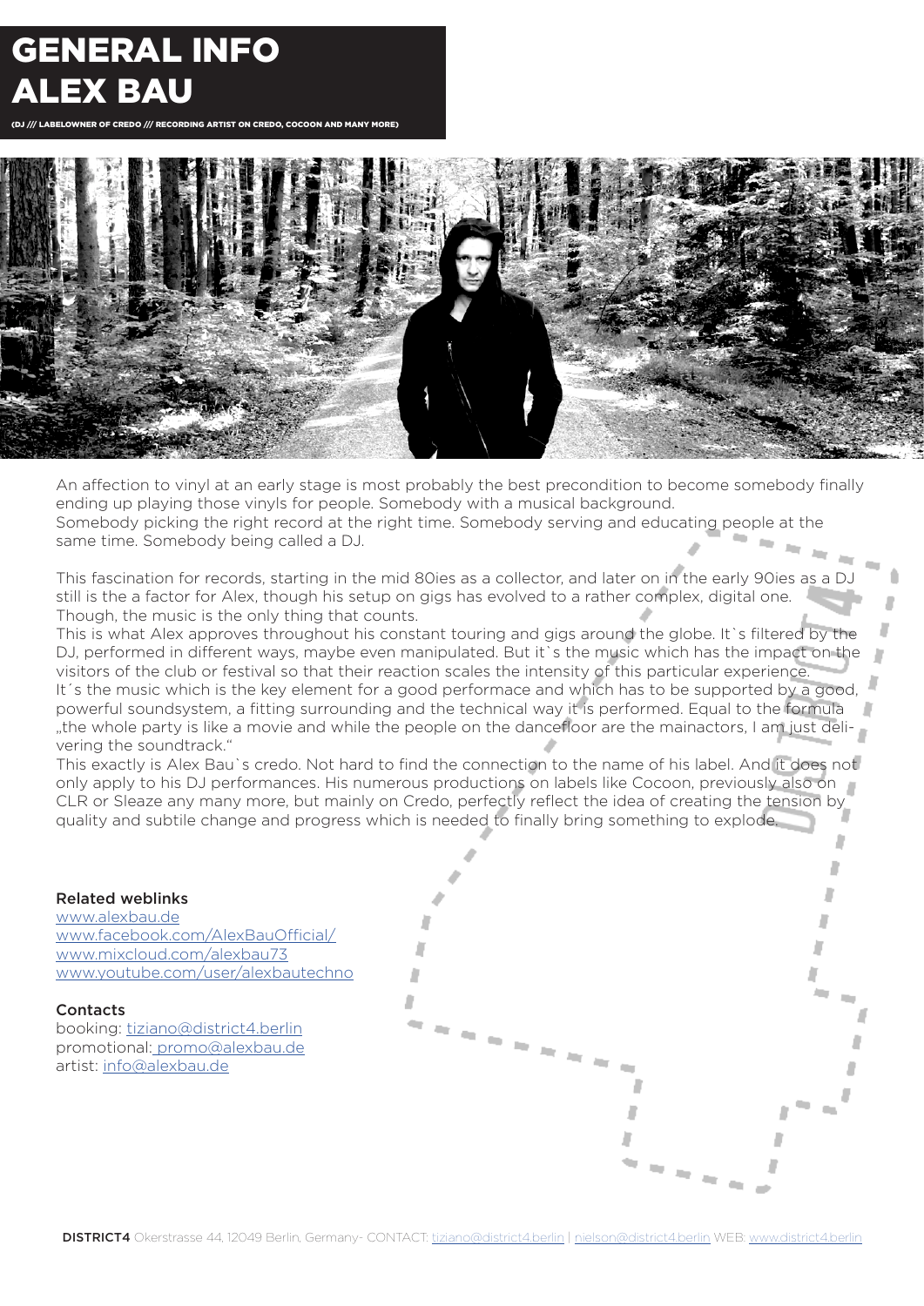# GENERAL INFO
# ALEX BAU

**(DJ /// LABELOWNER OF CREDO /// RECORDING ARTIST ON CREDO, COCOON AND MANY MORE)**

An affection to vinyl at an early stage is most probably the best precondition to become somebody finally ending up playing those vinyls for people. Somebody with a musical background.
Somebody picking the right record at the right time. Somebody serving and educating people at the same time. Somebody being called a DJ.

This fascination for records, starting in the mid 80ies as a collector, and later on in the early 90ies as a DJ still is the a factor for Alex, though his setup on gigs has evolved to a rather complex, digital one. Though, the music is the only thing that counts.
This is what Alex approves throughout his constant touring and gigs around the globe. It`s filtered by the DJ, performed in different ways, maybe even manipulated. But it`s the music which has the impact on the visitors of the club or festival so that their reaction scales the intensity of this particular experience.
It´s the music which is the key element for a good performace and which has to be supported by a good, powerful soundsystem, a fitting surrounding and the technical way it is performed. Equal to the formula „the whole party is like a movie and while the people on the dancefloor are the mainactors, I am just delivering the soundtrack."
This exactly is Alex Bau`s credo. Not hard to find the connection to the name of his label. And it does not only apply to his DJ performances. His numerous productions on labels like Cocoon, previously also on CLR or Sleaze any many more, but mainly on Credo, perfectly reflect the idea of creating the tension by quality and subtile change and progress which is needed to finally bring something to explode.

**Related weblinks**
www.alexbau.de
www.facebook.com/AlexBauOfficial/
www.mixcloud.com/alexbau73
www.youtube.com/user/alexbautechno

**Contacts**
booking: tiziano@district4.berlin
promotional: promo@alexbau.de
artist: info@alexbau.de

**DISTRICT4** Okerstrasse 44, 12049 Berlin, Germany- CONTACT: tiziano@district4.berlin | nielson@district4.berlin WEB: www.district4.berlin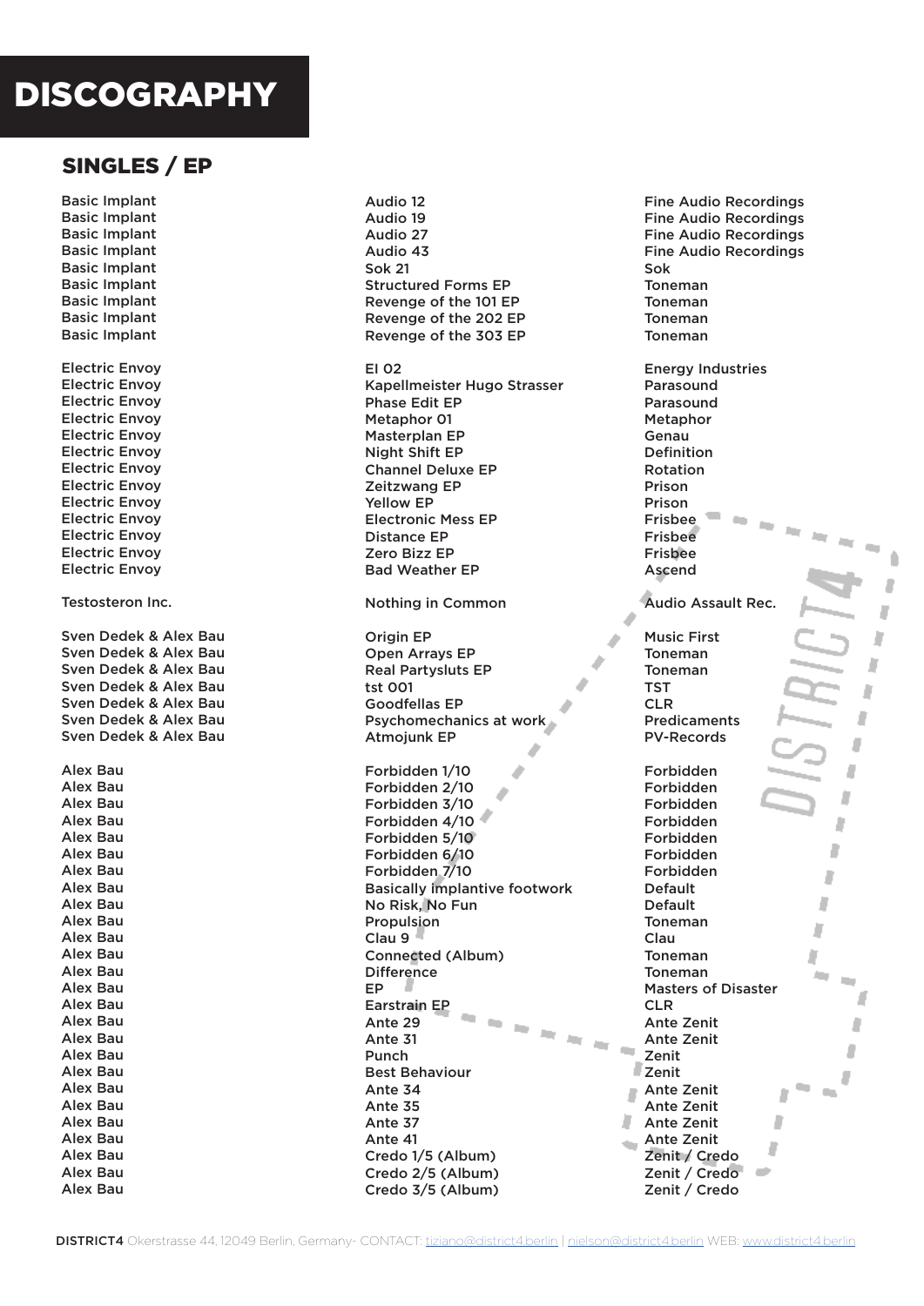# DISCOGRAPHY

## SINGLES / EP

| Artist | Title | Label |
|---|---|---|
| Basic Implant | Audio 12 | Fine Audio Recordings |
| Basic Implant | Audio 19 | Fine Audio Recordings |
| Basic Implant | Audio 27 | Fine Audio Recordings |
| Basic Implant | Audio 43 | Fine Audio Recordings |
| Basic Implant | Sok 21 | Sok |
| Basic Implant | Structured Forms EP | Toneman |
| Basic Implant | Revenge of the 101 EP | Toneman |
| Basic Implant | Revenge of the 202 EP | Toneman |
| Basic Implant | Revenge of the 303 EP | Toneman |
| | | |
| Electric Envoy | EI 02 | Energy Industries |
| Electric Envoy | Kapellmeister Hugo Strasser | Parasound |
| Electric Envoy | Phase Edit EP | Parasound |
| Electric Envoy | Metaphor 01 | Metaphor |
| Electric Envoy | Masterplan EP | Genau |
| Electric Envoy | Night Shift EP | Definition |
| Electric Envoy | Channel Deluxe EP | Rotation |
| Electric Envoy | Zeitzwang EP | Prison |
| Electric Envoy | Yellow EP | Prison |
| Electric Envoy | Electronic Mess EP | Frisbee |
| Electric Envoy | Distance EP | Frisbee |
| Electric Envoy | Zero Bizz EP | Frisbee |
| Electric Envoy | Bad Weather EP | Ascend |
| | | |
| Testosteron Inc. | Nothing in Common | Audio Assault Rec. |
| | | |
| Sven Dedek & Alex Bau | Origin EP | Music First |
| Sven Dedek & Alex Bau | Open Arrays EP | Toneman |
| Sven Dedek & Alex Bau | Real Partysluts EP | Toneman |
| Sven Dedek & Alex Bau | tst 001 | TST |
| Sven Dedek & Alex Bau | Goodfellas EP | CLR |
| Sven Dedek & Alex Bau | Psychomechanics at work | Predicaments |
| Sven Dedek & Alex Bau | Atmojunk EP | PV-Records |
| | | |
| Alex Bau | Forbidden 1/10 | Forbidden |
| Alex Bau | Forbidden 2/10 | Forbidden |
| Alex Bau | Forbidden 3/10 | Forbidden |
| Alex Bau | Forbidden 4/10 | Forbidden |
| Alex Bau | Forbidden 5/10 | Forbidden |
| Alex Bau | Forbidden 6/10 | Forbidden |
| Alex Bau | Forbidden 7/10 | Forbidden |
| Alex Bau | Basically implantive footwork | Default |
| Alex Bau | No Risk, No Fun | Default |
| Alex Bau | Propulsion | Toneman |
| Alex Bau | Clau 9 | Clau |
| Alex Bau | Connected (Album) | Toneman |
| Alex Bau | Difference | Toneman |
| Alex Bau | EP | Masters of Disaster |
| Alex Bau | Earstrain EP | CLR |
| Alex Bau | Ante 29 | Ante Zenit |
| Alex Bau | Ante 31 | Ante Zenit |
| Alex Bau | Punch | Zenit |
| Alex Bau | Best Behaviour | Zenit |
| Alex Bau | Ante 34 | Ante Zenit |
| Alex Bau | Ante 35 | Ante Zenit |
| Alex Bau | Ante 37 | Ante Zenit |
| Alex Bau | Ante 41 | Ante Zenit |
| Alex Bau | Credo 1/5 (Album) | Zenit / Credo |
| Alex Bau | Credo 2/5 (Album) | Zenit / Credo |
| Alex Bau | Credo 3/5 (Album) | Zenit / Credo |

DISTRICT4 Okerstrasse 44, 12049 Berlin, Germany- CONTACT: tiziano@district4.berlin | nielson@district4.berlin WEB: www.district4.berlin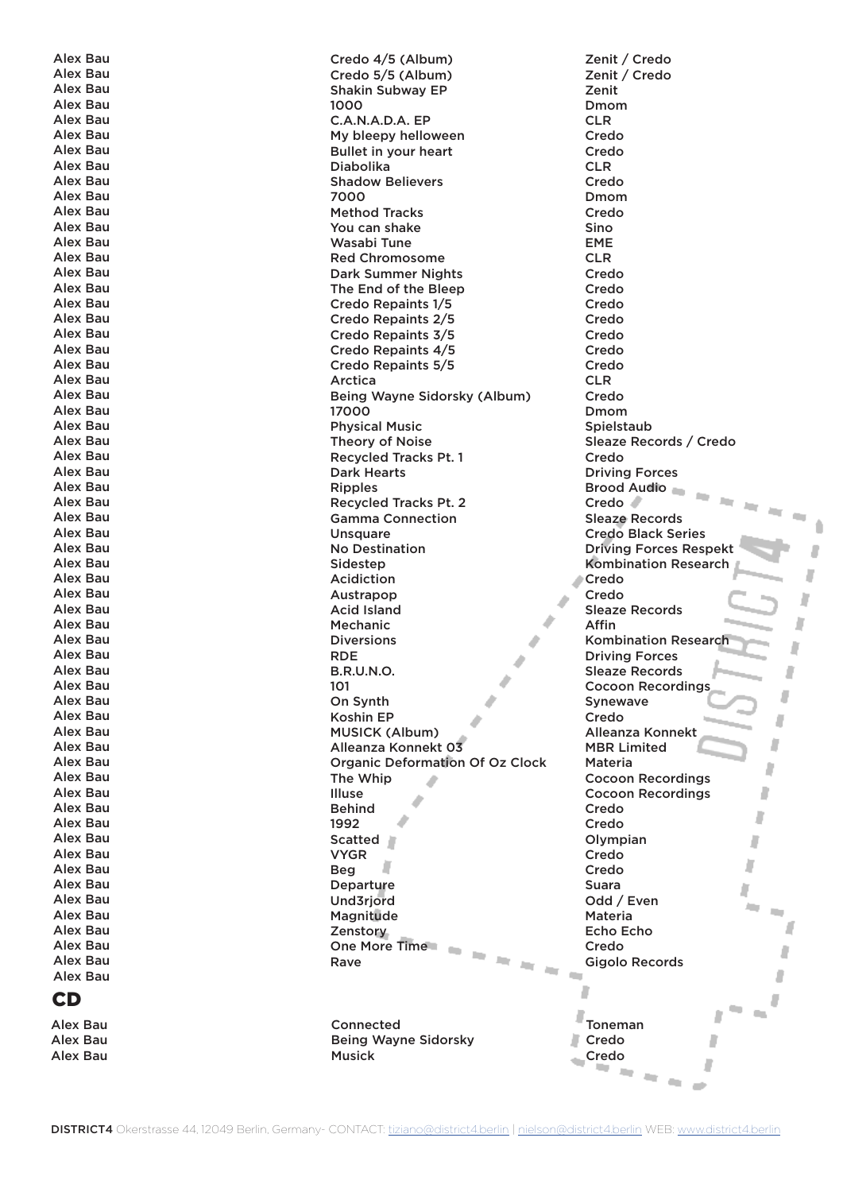| Artist | Title | Label |
| --- | --- | --- |
| Alex Bau | Credo 4/5 (Album) | Zenit / Credo |
| Alex Bau | Credo 5/5 (Album) | Zenit / Credo |
| Alex Bau | Shakin Subway EP | Zenit |
| Alex Bau | 1000 | Dmom |
| Alex Bau | C.A.N.A.D.A. EP | CLR |
| Alex Bau | My bleepy helloween | Credo |
| Alex Bau | Bullet in your heart | Credo |
| Alex Bau | Diabolika | CLR |
| Alex Bau | Shadow Believers | Credo |
| Alex Bau | 7000 | Dmom |
| Alex Bau | Method Tracks | Credo |
| Alex Bau | You can shake | Sino |
| Alex Bau | Wasabi Tune | EME |
| Alex Bau | Red Chromosome | CLR |
| Alex Bau | Dark Summer Nights | Credo |
| Alex Bau | The End of the Bleep | Credo |
| Alex Bau | Credo Repaints 1/5 | Credo |
| Alex Bau | Credo Repaints 2/5 | Credo |
| Alex Bau | Credo Repaints 3/5 | Credo |
| Alex Bau | Credo Repaints 4/5 | Credo |
| Alex Bau | Credo Repaints 5/5 | Credo |
| Alex Bau | Arctica | CLR |
| Alex Bau | Being Wayne Sidorsky (Album) | Credo |
| Alex Bau | 17000 | Dmom |
| Alex Bau | Physical Music | Spielstaub |
| Alex Bau | Theory of Noise | Sleaze Records / Credo |
| Alex Bau | Recycled Tracks Pt. 1 | Credo |
| Alex Bau | Dark Hearts | Driving Forces |
| Alex Bau | Ripples | Brood Audio |
| Alex Bau | Recycled Tracks Pt. 2 | Credo |
| Alex Bau | Gamma Connection | Sleaze Records |
| Alex Bau | Unsquare | Credo Black Series |
| Alex Bau | No Destination | Driving Forces Respekt |
| Alex Bau | Sidestep | Kombination Research |
| Alex Bau | Acidiction | Credo |
| Alex Bau | Austrapop | Credo |
| Alex Bau | Acid Island | Sleaze Records |
| Alex Bau | Mechanic | Affin |
| Alex Bau | Diversions | Kombination Research |
| Alex Bau | RDE | Driving Forces |
| Alex Bau | B.R.U.N.O. | Sleaze Records |
| Alex Bau | 101 | Cocoon Recordings |
| Alex Bau | On Synth | Synewave |
| Alex Bau | Koshin EP | Credo |
| Alex Bau | MUSICK (Album) | Alleanza Konnekt |
| Alex Bau | Alleanza Konnekt 03 | MBR Limited |
| Alex Bau | Organic Deformation Of Oz Clock | Materia |
| Alex Bau | The Whip | Cocoon Recordings |
| Alex Bau | Illuse | Cocoon Recordings |
| Alex Bau | Behind | Credo |
| Alex Bau | 1992 | Credo |
| Alex Bau | Scatted | Olympian |
| Alex Bau | VYGR | Credo |
| Alex Bau | Beg | Credo |
| Alex Bau | Departure | Suara |
| Alex Bau | Und3rjord | Odd / Even |
| Alex Bau | Magnitude | Materia |
| Alex Bau | Zenstory | Echo Echo |
| Alex Bau | One More Time | Credo |
| Alex Bau | Rave | Gigolo Records |
| Alex Bau | | |

## CD

| Artist | Title | Label |
| --- | --- | --- |
| Alex Bau | Connected | Toneman |
| Alex Bau | Being Wayne Sidorsky | Credo |
| Alex Bau | Musick | Credo |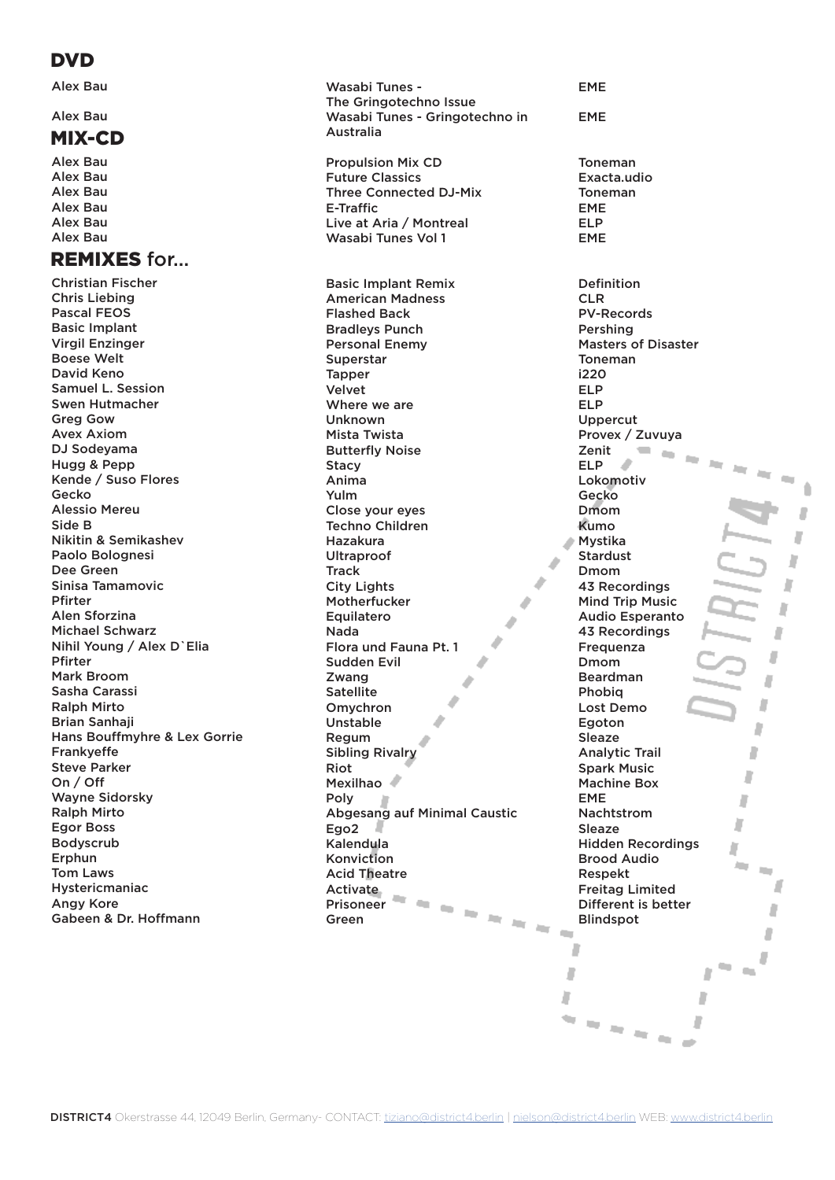## DVD

| | | |
|---|---|---|
| Alex Bau | Wasabi Tunes - The Gringotechno Issue | EME |
| Alex Bau | Wasabi Tunes - Gringotechno in Australia | EME |

## MIX-CD

| | | |
|---|---|---|
| Alex Bau | Propulsion Mix CD | Toneman |
| Alex Bau | Future Classics | Exacta.udio |
| Alex Bau | Three Connected DJ-Mix | Toneman |
| Alex Bau | E-Traffic | EME |
| Alex Bau | Live at Aria / Montreal | ELP |
| Alex Bau | Wasabi Tunes Vol 1 | EME |

## REMIXES for...

| | | |
|---|---|---|
| Christian Fischer | Basic Implant Remix | Definition |
| Chris Liebing | American Madness | CLR |
| Pascal FEOS | Flashed Back | PV-Records |
| Basic Implant | Bradleys Punch | Pershing |
| Virgil Enzinger | Personal Enemy | Masters of Disaster |
| Boese Welt | Superstar | Toneman |
| David Keno | Tapper | i220 |
| Samuel L. Session | Velvet | ELP |
| Swen Hutmacher | Where we are | ELP |
| Greg Gow | Unknown | Uppercut |
| Avex Axiom | Mista Twista | Provex / Zuvuya |
| DJ Sodeyama | Butterfly Noise | Zenit |
| Hugg & Pepp | Stacy | ELP |
| Kende / Suso Flores | Anima | Lokomotiv |
| Gecko | Yulm | Gecko |
| Alessio Mereu | Close your eyes | Dmom |
| Side B | Techno Children | Kumo |
| Nikitin & Semikashev | Hazakura | Mystika |
| Paolo Bolognesi | Ultraproof | Stardust |
| Dee Green | Track | Dmom |
| Sinisa Tamamovic | City Lights | 43 Recordings |
| Pfirter | Motherfucker | Mind Trip Music |
| Alen Sforzina | Equilatero | Audio Esperanto |
| Michael Schwarz | Nada | 43 Recordings |
| Nihil Young / Alex D`Elia | Flora und Fauna Pt. 1 | Frequenza |
| Pfirter | Sudden Evil | Dmom |
| Mark Broom | Zwang | Beardman |
| Sasha Carassi | Satellite | Phobiq |
| Ralph Mirto | Omychron | Lost Demo |
| Brian Sanhaji | Unstable | Egoton |
| Hans Bouffmyhre & Lex Gorrie | Regum | Sleaze |
| Frankyeffe | Sibling Rivalry | Analytic Trail |
| Steve Parker | Riot | Spark Music |
| On / Off | Mexilhao | Machine Box |
| Wayne Sidorsky | Poly | EME |
| Ralph Mirto | Abgesang auf Minimal Caustic | Nachtstrom |
| Egor Boss | Ego2 | Sleaze |
| Bodyscrub | Kalendula | Hidden Recordings |
| Erphun | Konviction | Brood Audio |
| Tom Laws | Acid Theatre | Respekt |
| Hystericmaniac | Activate | Freitag Limited |
| Angy Kore | Prisoneer | Different is better |
| Gabeen & Dr. Hoffmann | Green | Blindspot |

**DISTRICT4** Okerstrasse 44, 12049 Berlin, Germany- CONTACT: tiziano@district4.berlin | nielson@district4.berlin WEB: www.district4.berlin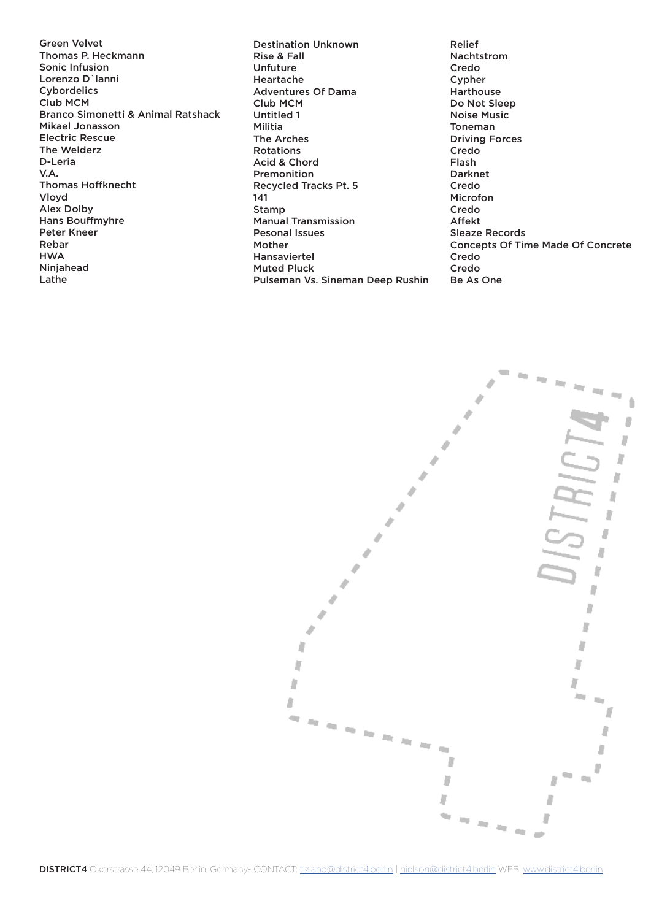| | | |
|---|---|---|
| Green Velvet | Destination Unknown | Relief |
| Thomas P. Heckmann | Rise & Fall | Nachtstrom |
| Sonic Infusion | Unfuture | Credo |
| Lorenzo D`Ianni | Heartache | Cypher |
| Cybordelics | Adventures Of Dama | Harthouse |
| Club MCM | Club MCM | Do Not Sleep |
| Branco Simonetti & Animal Ratshack | Untitled 1 | Noise Music |
| Mikael Jonasson | Militia | Toneman |
| Electric Rescue | The Arches | Driving Forces |
| The Welderz | Rotations | Credo |
| D-Leria | Acid & Chord | Flash |
| V.A. | Premonition | Darknet |
| Thomas Hoffknecht | Recycled Tracks Pt. 5 | Credo |
| Vloyd | 141 | Microfon |
| Alex Dolby | Stamp | Credo |
| Hans Bouffmyhre | Manual Transmission | Affekt |
| Peter Kneer | Pesonal Issues | Sleaze Records |
| Rebar | Mother | Concepts Of Time Made Of Concrete |
| HWA | Hansaviertel | Credo |
| Ninjahead | Muted Pluck | Credo |
| Lathe | Pulseman Vs. Sineman Deep Rushin | Be As One |